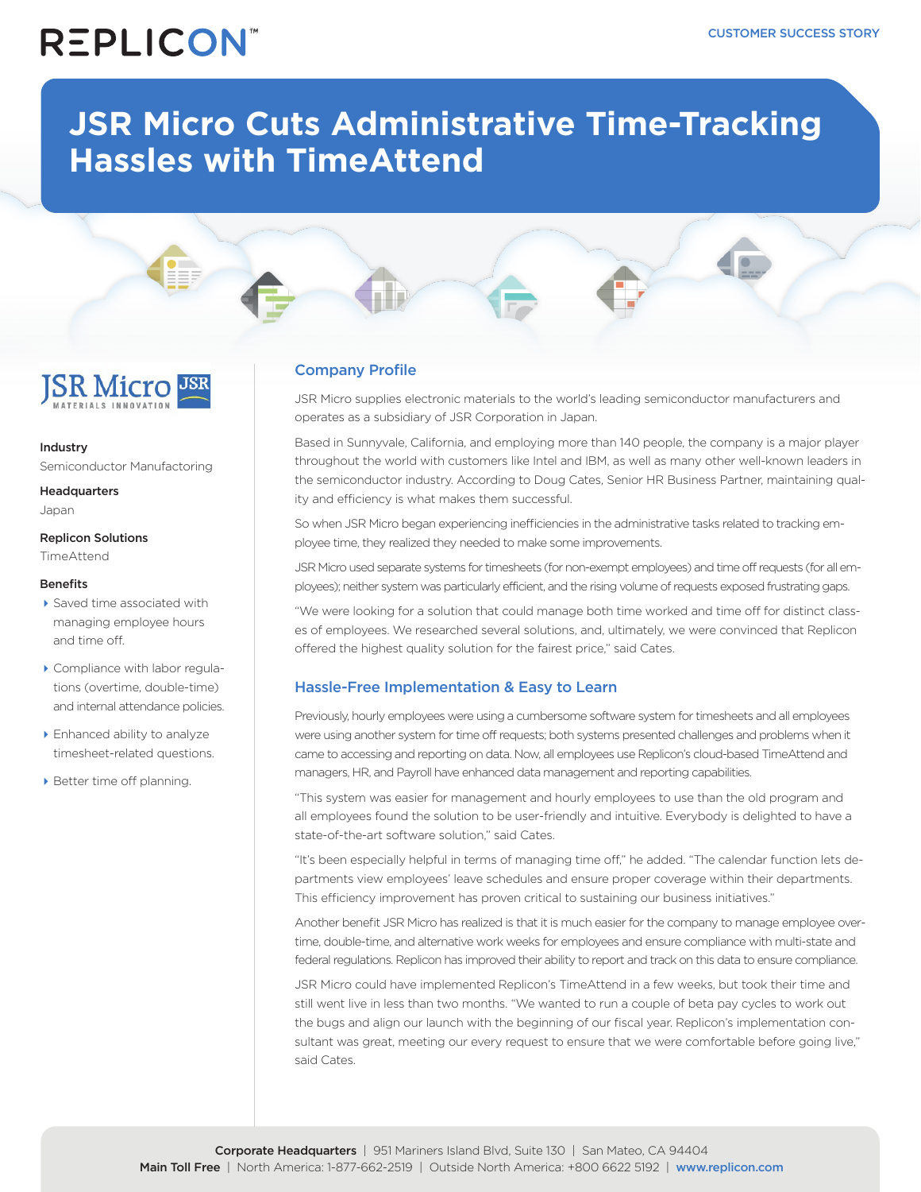REPLICON™

CUSTOMER SUCCESS STORY

# JSR Micro Cuts Administrative Time-Tracking Hassles with TimeAttend

JSR Micro
MATERIALS INNOVATION

**Industry**
Semiconductor Manufactoring

**Headquarters**
Japan

**Replicon Solutions**
TimeAttend

**Benefits**

- Saved time associated with managing employee hours and time off.
- Compliance with labor regulations (overtime, double-time) and internal attendance policies.
- Enhanced ability to analyze timesheet-related questions.
- Better time off planning.

## Company Profile

JSR Micro supplies electronic materials to the world's leading semiconductor manufacturers and operates as a subsidiary of JSR Corporation in Japan.

Based in Sunnyvale, California, and employing more than 140 people, the company is a major player throughout the world with customers like Intel and IBM, as well as many other well-known leaders in the semiconductor industry. According to Doug Cates, Senior HR Business Partner, maintaining quality and efficiency is what makes them successful.

So when JSR Micro began experiencing inefficiencies in the administrative tasks related to tracking employee time, they realized they needed to make some improvements.

JSR Micro used separate systems for timesheets (for non-exempt employees) and time off requests (for all employees); neither system was particularly efficient, and the rising volume of requests exposed frustrating gaps.

"We were looking for a solution that could manage both time worked and time off for distinct classes of employees. We researched several solutions, and, ultimately, we were convinced that Replicon offered the highest quality solution for the fairest price," said Cates.

## Hassle-Free Implementation & Easy to Learn

Previously, hourly employees were using a cumbersome software system for timesheets and all employees were using another system for time off requests; both systems presented challenges and problems when it came to accessing and reporting on data. Now, all employees use Replicon's cloud-based TimeAttend and managers, HR, and Payroll have enhanced data management and reporting capabilities.

"This system was easier for management and hourly employees to use than the old program and all employees found the solution to be user-friendly and intuitive. Everybody is delighted to have a state-of-the-art software solution," said Cates.

"It's been especially helpful in terms of managing time off," he added. "The calendar function lets departments view employees' leave schedules and ensure proper coverage within their departments. This efficiency improvement has proven critical to sustaining our business initiatives."

Another benefit JSR Micro has realized is that it is much easier for the company to manage employee overtime, double-time, and alternative work weeks for employees and ensure compliance with multi-state and federal regulations. Replicon has improved their ability to report and track on this data to ensure compliance.

JSR Micro could have implemented Replicon's TimeAttend in a few weeks, but took their time and still went live in less than two months. "We wanted to run a couple of beta pay cycles to work out the bugs and align our launch with the beginning of our fiscal year. Replicon's implementation consultant was great, meeting our every request to ensure that we were comfortable before going live," said Cates.

**Corporate Headquarters** | 951 Mariners Island Blvd, Suite 130 | San Mateo, CA 94404
**Main Toll Free** | North America: 1-877-662-2519 | Outside North America: +800 6622 5192 | www.replicon.com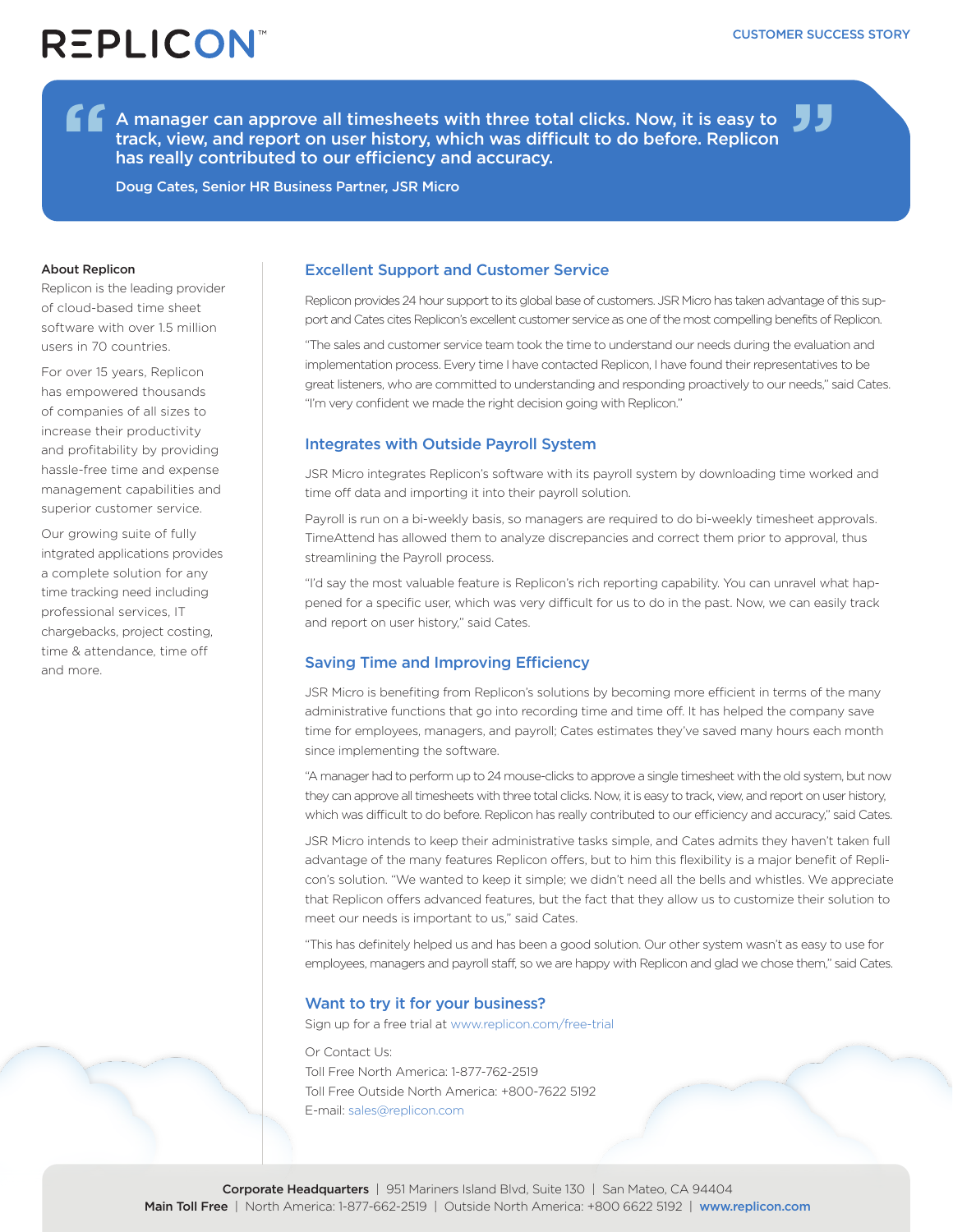# REPLICON™

CUSTOMER SUCCESS STORY

> A manager can approve all timesheets with three total clicks. Now, it is easy to track, view, and report on user history, which was difficult to do before. Replicon has really contributed to our efficiency and accuracy.
>
> **Doug Cates, Senior HR Business Partner, JSR Micro**

**About Replicon**

Replicon is the leading provider of cloud-based time sheet software with over 1.5 million users in 70 countries.

For over 15 years, Replicon has empowered thousands of companies of all sizes to increase their productivity and profitability by providing hassle-free time and expense management capabilities and superior customer service.

Our growing suite of fully intgrated applications provides a complete solution for any time tracking need including professional services, IT chargebacks, project costing, time & attendance, time off and more.

## Excellent Support and Customer Service

Replicon provides 24 hour support to its global base of customers. JSR Micro has taken advantage of this support and Cates cites Replicon's excellent customer service as one of the most compelling benefits of Replicon.

"The sales and customer service team took the time to understand our needs during the evaluation and implementation process. Every time I have contacted Replicon, I have found their representatives to be great listeners, who are committed to understanding and responding proactively to our needs," said Cates. "I'm very confident we made the right decision going with Replicon."

## Integrates with Outside Payroll System

JSR Micro integrates Replicon's software with its payroll system by downloading time worked and time off data and importing it into their payroll solution.

Payroll is run on a bi-weekly basis, so managers are required to do bi-weekly timesheet approvals. TimeAttend has allowed them to analyze discrepancies and correct them prior to approval, thus streamlining the Payroll process.

"I'd say the most valuable feature is Replicon's rich reporting capability. You can unravel what happened for a specific user, which was very difficult for us to do in the past. Now, we can easily track and report on user history," said Cates.

## Saving Time and Improving Efficiency

JSR Micro is benefiting from Replicon's solutions by becoming more efficient in terms of the many administrative functions that go into recording time and time off. It has helped the company save time for employees, managers, and payroll; Cates estimates they've saved many hours each month since implementing the software.

"A manager had to perform up to 24 mouse-clicks to approve a single timesheet with the old system, but now they can approve all timesheets with three total clicks. Now, it is easy to track, view, and report on user history, which was difficult to do before. Replicon has really contributed to our efficiency and accuracy," said Cates.

JSR Micro intends to keep their administrative tasks simple, and Cates admits they haven't taken full advantage of the many features Replicon offers, but to him this flexibility is a major benefit of Replicon's solution. "We wanted to keep it simple; we didn't need all the bells and whistles. We appreciate that Replicon offers advanced features, but the fact that they allow us to customize their solution to meet our needs is important to us," said Cates.

"This has definitely helped us and has been a good solution. Our other system wasn't as easy to use for employees, managers and payroll staff, so we are happy with Replicon and glad we chose them," said Cates.

## Want to try it for your business?

Sign up for a free trial at www.replicon.com/free-trial

Or Contact Us:
Toll Free North America: 1-877-762-2519
Toll Free Outside North America: +800-7622 5192
E-mail: sales@replicon.com

**Corporate Headquarters** | 951 Mariners Island Blvd, Suite 130 | San Mateo, CA 94404
**Main Toll Free** | North America: 1-877-662-2519 | Outside North America: +800 6622 5192 | **www.replicon.com**